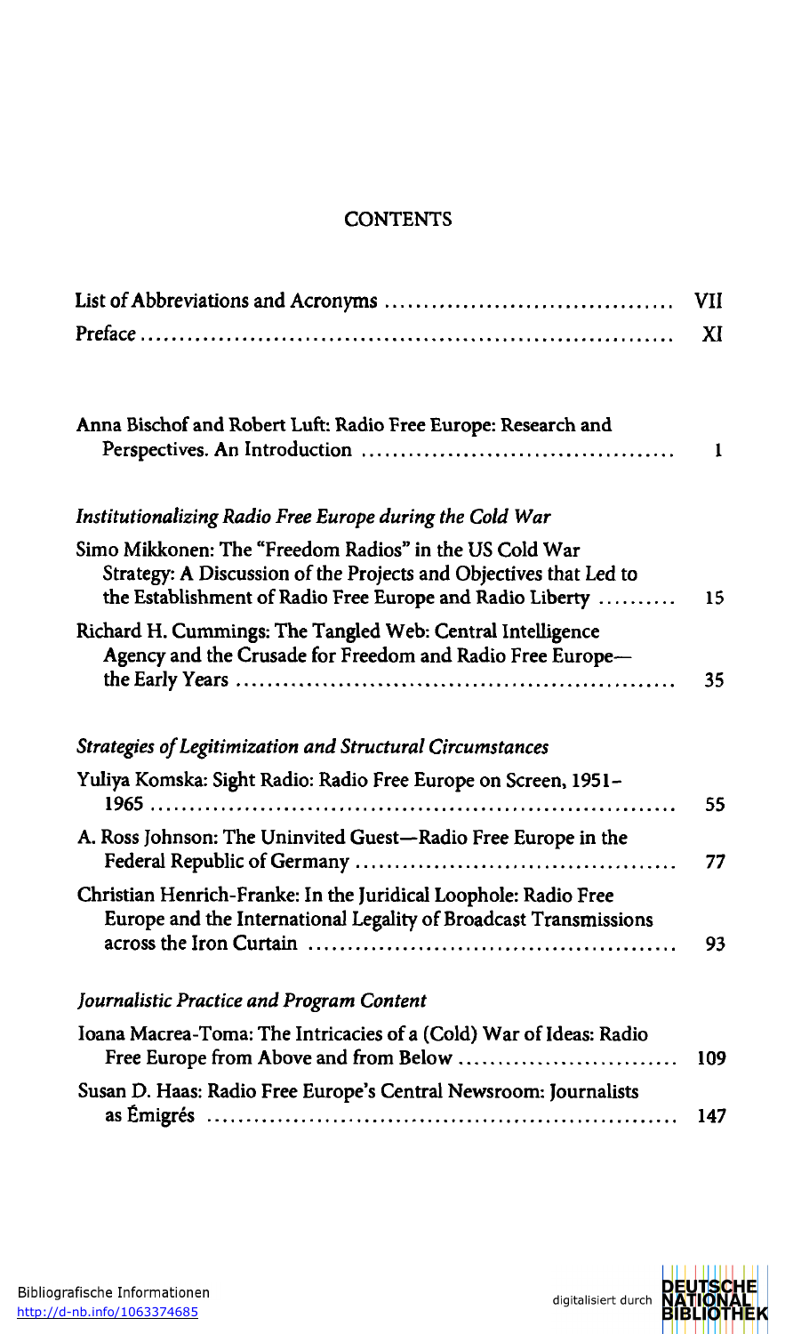# CONTENTS

| | |
|---|---|
| List of Abbreviations and Acronyms | VII |
| Preface | XI |
| | |
| Anna Bischof and Robert Luft: Radio Free Europe: Research and Perspectives. An Introduction | 1 |
| | |
| *Institutionalizing Radio Free Europe during the Cold War* | |
| Simo Mikkonen: The "Freedom Radios" in the US Cold War Strategy: A Discussion of the Projects and Objectives that Led to the Establishment of Radio Free Europe and Radio Liberty | 15 |
| Richard H. Cummings: The Tangled Web: Central Intelligence Agency and the Crusade for Freedom and Radio Free Europe—the Early Years | 35 |
| | |
| *Strategies of Legitimization and Structural Circumstances* | |
| Yuliya Komska: Sight Radio: Radio Free Europe on Screen, 1951–1965 | 55 |
| A. Ross Johnson: The Uninvited Guest—Radio Free Europe in the Federal Republic of Germany | 77 |
| Christian Henrich-Franke: In the Juridical Loophole: Radio Free Europe and the International Legality of Broadcast Transmissions across the Iron Curtain | 93 |
| | |
| *Journalistic Practice and Program Content* | |
| Ioana Macrea-Toma: The Intricacies of a (Cold) War of Ideas: Radio Free Europe from Above and from Below | 109 |
| Susan D. Haas: Radio Free Europe's Central Newsroom: Journalists as Émigrés | 147 |

Bibliografische Informationen
http://d-nb.info/1063374685

digitalisiert durch DEUTSCHE NATIONAL BIBLIOTHEK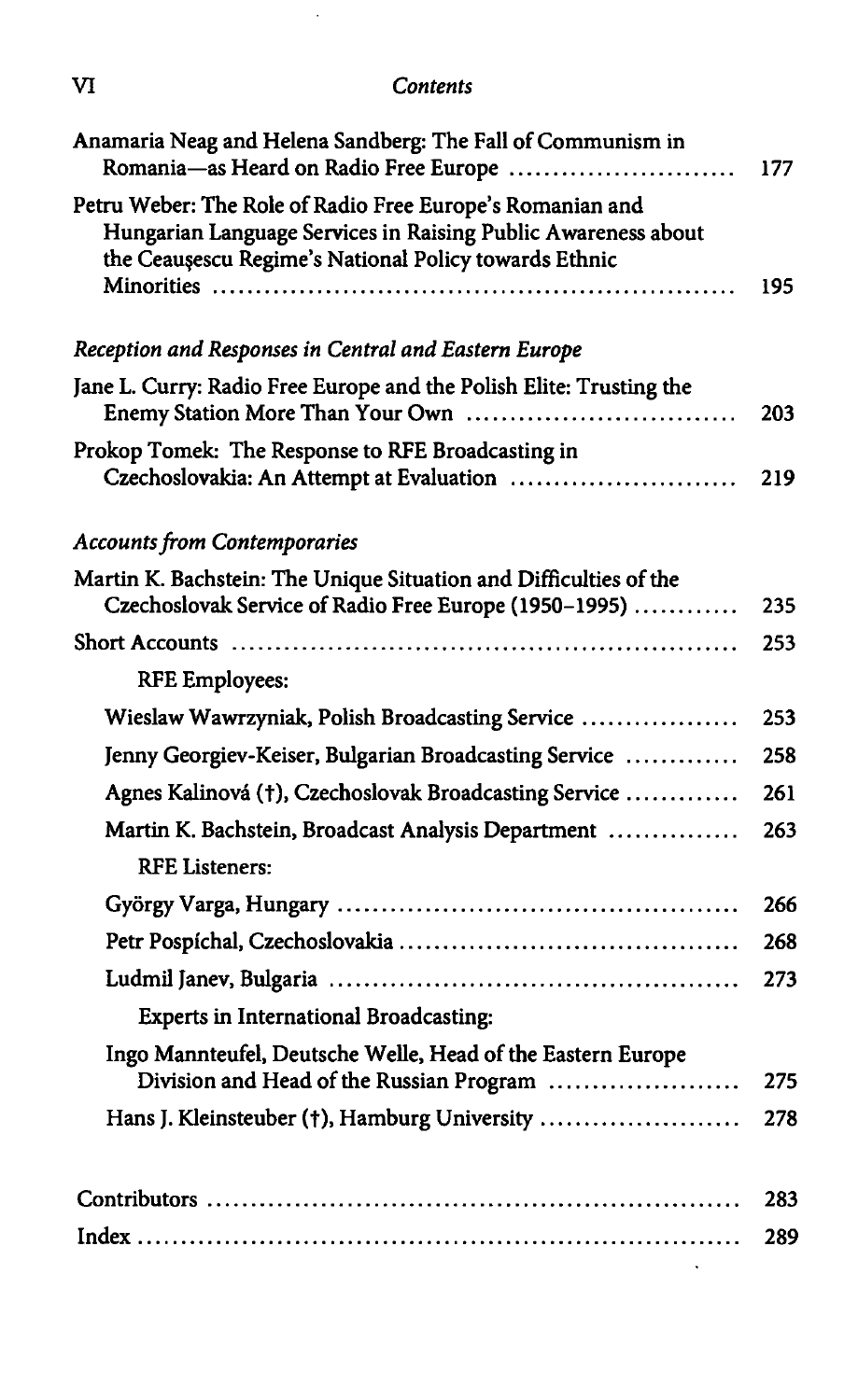Anamaria Neag and Helena Sandberg: The Fall of Communism in Romania—as Heard on Radio Free Europe .......................... 177

Petru Weber: The Role of Radio Free Europe's Romanian and Hungarian Language Services in Raising Public Awareness about the Ceauşescu Regime's National Policy towards Ethnic Minorities .......................................................... 195

*Reception and Responses in Central and Eastern Europe*

Jane L. Curry: Radio Free Europe and the Polish Elite: Trusting the Enemy Station More Than Your Own ............................... 203

Prokop Tomek: The Response to RFE Broadcasting in Czechoslovakia: An Attempt at Evaluation .......................... 219

*Accounts from Contemporaries*

Martin K. Bachstein: The Unique Situation and Difficulties of the Czechoslovak Service of Radio Free Europe (1950–1995) ............ 235

Short Accounts .......................................................... 253

RFE Employees:

Wieslaw Wawrzyniak, Polish Broadcasting Service .................. 253

Jenny Georgiev-Keiser, Bulgarian Broadcasting Service ............ 258

Agnes Kalinová (†), Czechoslovak Broadcasting Service ............ 261

Martin K. Bachstein, Broadcast Analysis Department ............... 263

RFE Listeners:

György Varga, Hungary ............................................... 266

Petr Pospíchal, Czechoslovakia ........................................ 268

Ludmil Janev, Bulgaria ................................................ 273

Experts in International Broadcasting:

Ingo Mannteufel, Deutsche Welle, Head of the Eastern Europe Division and Head of the Russian Program ....................... 275

Hans J. Kleinsteuber (†), Hamburg University ....................... 278

Contributors .............................................................. 283

Index ..................................................................... 289